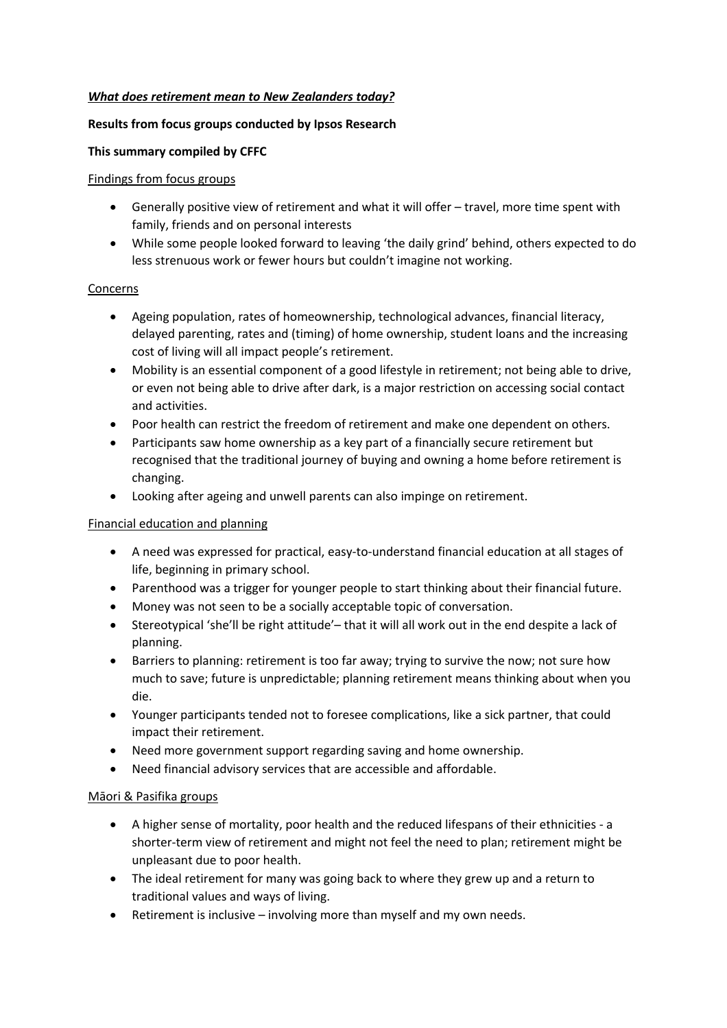***What does retirement mean to New Zealanders today?***

**Results from focus groups conducted by Ipsos Research**

**This summary compiled by CFFC**

Findings from focus groups

- Generally positive view of retirement and what it will offer – travel, more time spent with family, friends and on personal interests
- While some people looked forward to leaving 'the daily grind' behind, others expected to do less strenuous work or fewer hours but couldn't imagine not working.

Concerns

- Ageing population, rates of homeownership, technological advances, financial literacy, delayed parenting, rates and (timing) of home ownership, student loans and the increasing cost of living will all impact people's retirement.
- Mobility is an essential component of a good lifestyle in retirement; not being able to drive, or even not being able to drive after dark, is a major restriction on accessing social contact and activities.
- Poor health can restrict the freedom of retirement and make one dependent on others.
- Participants saw home ownership as a key part of a financially secure retirement but recognised that the traditional journey of buying and owning a home before retirement is changing.
- Looking after ageing and unwell parents can also impinge on retirement.

Financial education and planning

- A need was expressed for practical, easy-to-understand financial education at all stages of life, beginning in primary school.
- Parenthood was a trigger for younger people to start thinking about their financial future.
- Money was not seen to be a socially acceptable topic of conversation.
- Stereotypical 'she'll be right attitude'– that it will all work out in the end despite a lack of planning.
- Barriers to planning: retirement is too far away; trying to survive the now; not sure how much to save; future is unpredictable; planning retirement means thinking about when you die.
- Younger participants tended not to foresee complications, like a sick partner, that could impact their retirement.
- Need more government support regarding saving and home ownership.
- Need financial advisory services that are accessible and affordable.

Māori & Pasifika groups

- A higher sense of mortality, poor health and the reduced lifespans of their ethnicities - a shorter-term view of retirement and might not feel the need to plan; retirement might be unpleasant due to poor health.
- The ideal retirement for many was going back to where they grew up and a return to traditional values and ways of living.
- Retirement is inclusive – involving more than myself and my own needs.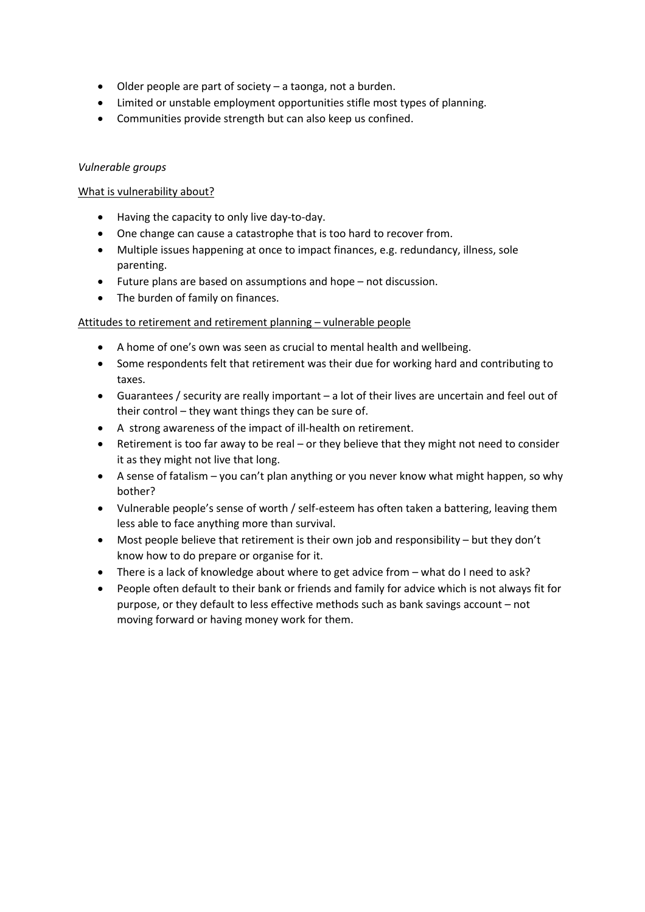- Older people are part of society – a taonga, not a burden.
- Limited or unstable employment opportunities stifle most types of planning.
- Communities provide strength but can also keep us confined.

*Vulnerable groups*

<u>What is vulnerability about?</u>

- Having the capacity to only live day-to-day.
- One change can cause a catastrophe that is too hard to recover from.
- Multiple issues happening at once to impact finances, e.g. redundancy, illness, sole parenting.
- Future plans are based on assumptions and hope – not discussion.
- The burden of family on finances.

<u>Attitudes to retirement and retirement planning – vulnerable people</u>

- A home of one's own was seen as crucial to mental health and wellbeing.
- Some respondents felt that retirement was their due for working hard and contributing to taxes.
- Guarantees / security are really important – a lot of their lives are uncertain and feel out of their control – they want things they can be sure of.
- A strong awareness of the impact of ill-health on retirement.
- Retirement is too far away to be real – or they believe that they might not need to consider it as they might not live that long.
- A sense of fatalism – you can't plan anything or you never know what might happen, so why bother?
- Vulnerable people's sense of worth / self-esteem has often taken a battering, leaving them less able to face anything more than survival.
- Most people believe that retirement is their own job and responsibility – but they don't know how to do prepare or organise for it.
- There is a lack of knowledge about where to get advice from – what do I need to ask?
- People often default to their bank or friends and family for advice which is not always fit for purpose, or they default to less effective methods such as bank savings account – not moving forward or having money work for them.